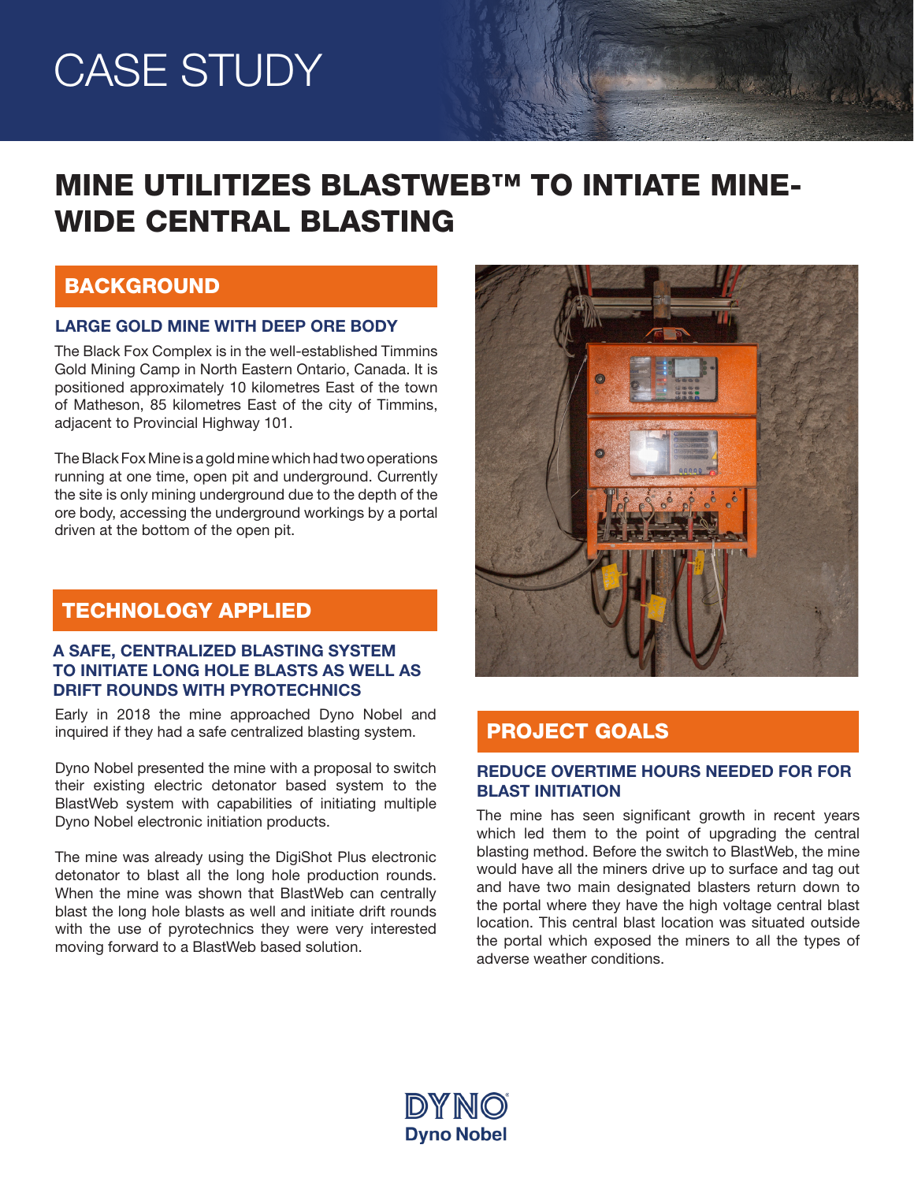# CASE STUDY

# MINE UTILITIZES BLASTWEB™ TO INTIATE MINE-WIDE CENTRAL BLASTING

## BACKGROUND

### LARGE GOLD MINE WITH DEEP ORE BODY

The Black Fox Complex is in the well-established Timmins Gold Mining Camp in North Eastern Ontario, Canada. It is positioned approximately 10 kilometres East of the town of Matheson, 85 kilometres East of the city of Timmins, adjacent to Provincial Highway 101.

The Black Fox Mine is a gold mine which had two operations running at one time, open pit and underground. Currently the site is only mining underground due to the depth of the ore body, accessing the underground workings by a portal driven at the bottom of the open pit.

## TECHNOLOGY APPLIED

### A SAFE, CENTRALIZED BLASTING SYSTEM TO INITIATE LONG HOLE BLASTS AS WELL AS DRIFT ROUNDS WITH PYROTECHNICS

Early in 2018 the mine approached Dyno Nobel and inquired if they had a safe centralized blasting system.

Dyno Nobel presented the mine with a proposal to switch their existing electric detonator based system to the BlastWeb system with capabilities of initiating multiple Dyno Nobel electronic initiation products.

The mine was already using the DigiShot Plus electronic detonator to blast all the long hole production rounds. When the mine was shown that BlastWeb can centrally blast the long hole blasts as well and initiate drift rounds with the use of pyrotechnics they were very interested moving forward to a BlastWeb based solution.

## PROJECT GOALS

### REDUCE OVERTIME HOURS NEEDED FOR FOR BLAST INITIATION

The mine has seen significant growth in recent years which led them to the point of upgrading the central blasting method. Before the switch to BlastWeb, the mine would have all the miners drive up to surface and tag out and have two main designated blasters return down to the portal where they have the high voltage central blast location. This central blast location was situated outside the portal which exposed the miners to all the types of adverse weather conditions.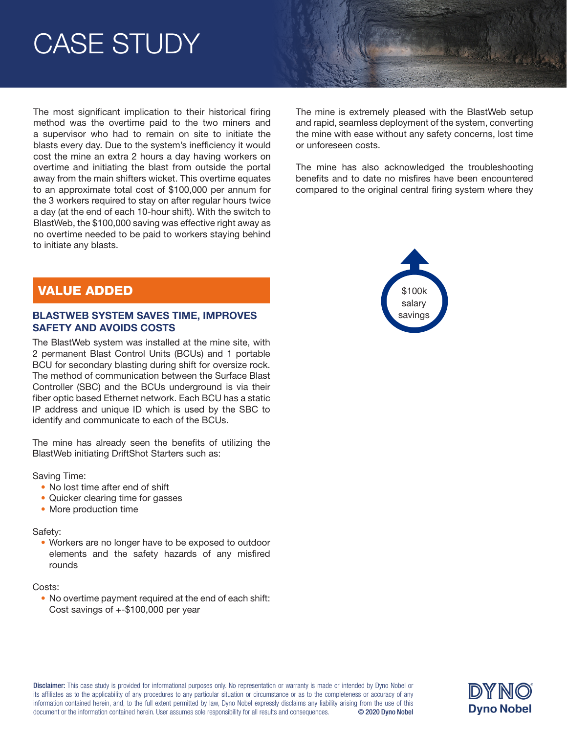# CASE STUDY

The most significant implication to their historical firing method was the overtime paid to the two miners and a supervisor who had to remain on site to initiate the blasts every day. Due to the system's inefficiency it would cost the mine an extra 2 hours a day having workers on overtime and initiating the blast from outside the portal away from the main shifters wicket. This overtime equates to an approximate total cost of $100,000 per annum for the 3 workers required to stay on after regular hours twice a day (at the end of each 10-hour shift). With the switch to BlastWeb, the $100,000 saving was effective right away as no overtime needed to be paid to workers staying behind to initiate any blasts.

## VALUE ADDED

### BLASTWEB SYSTEM SAVES TIME, IMPROVES SAFETY AND AVOIDS COSTS

The BlastWeb system was installed at the mine site, with 2 permanent Blast Control Units (BCUs) and 1 portable BCU for secondary blasting during shift for oversize rock. The method of communication between the Surface Blast Controller (SBC) and the BCUs underground is via their fiber optic based Ethernet network. Each BCU has a static IP address and unique ID which is used by the SBC to identify and communicate to each of the BCUs.

The mine has already seen the benefits of utilizing the BlastWeb initiating DriftShot Starters such as:

Saving Time:

- No lost time after end of shift
- Quicker clearing time for gasses
- More production time

Safety:

- Workers are no longer have to be exposed to outdoor elements and the safety hazards of any misfired rounds

Costs:

- No overtime payment required at the end of each shift: Cost savings of +-$100,000 per year

The mine is extremely pleased with the BlastWeb setup and rapid, seamless deployment of the system, converting the mine with ease without any safety concerns, lost time or unforeseen costs.

The mine has also acknowledged the troubleshooting benefits and to date no misfires have been encountered compared to the original central firing system where they

$100k salary savings

**Disclaimer:** This case study is provided for informational purposes only. No representation or warranty is made or intended by Dyno Nobel or its affiliates as to the applicability of any procedures to any particular situation or circumstance or as to the completeness or accuracy of any information contained herein, and, to the full extent permitted by law, Dyno Nobel expressly disclaims any liability arising from the use of this document or the information contained herein. User assumes sole responsibility for all results and consequences. **© 2020 Dyno Nobel**

DYNO Dyno Nobel